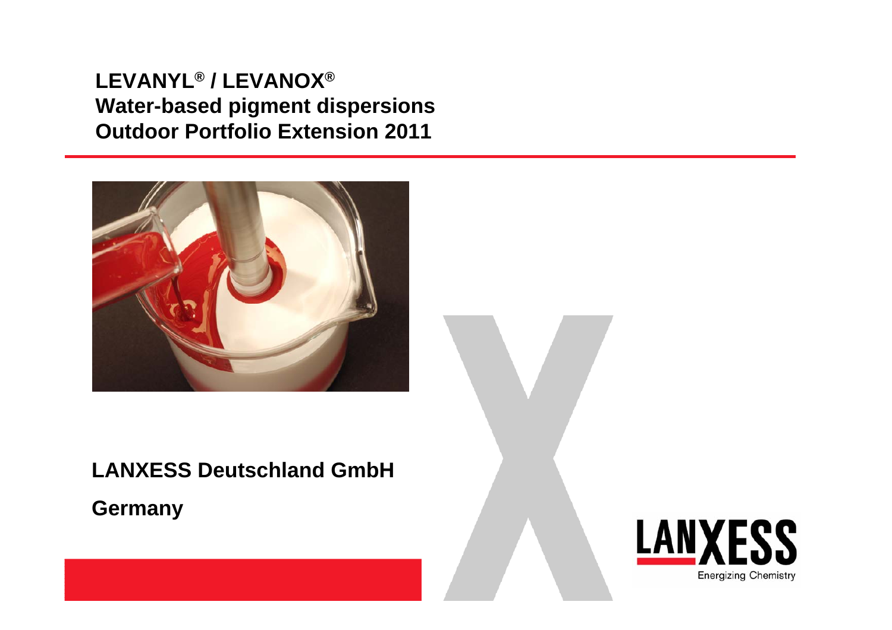# LEVANYL® / LEVANOX®
# Water-based pigment dispersions
# Outdoor Portfolio Extension 2011

**LANXESS Deutschland GmbH**

**Germany**

LANXESS

Energizing Chemistry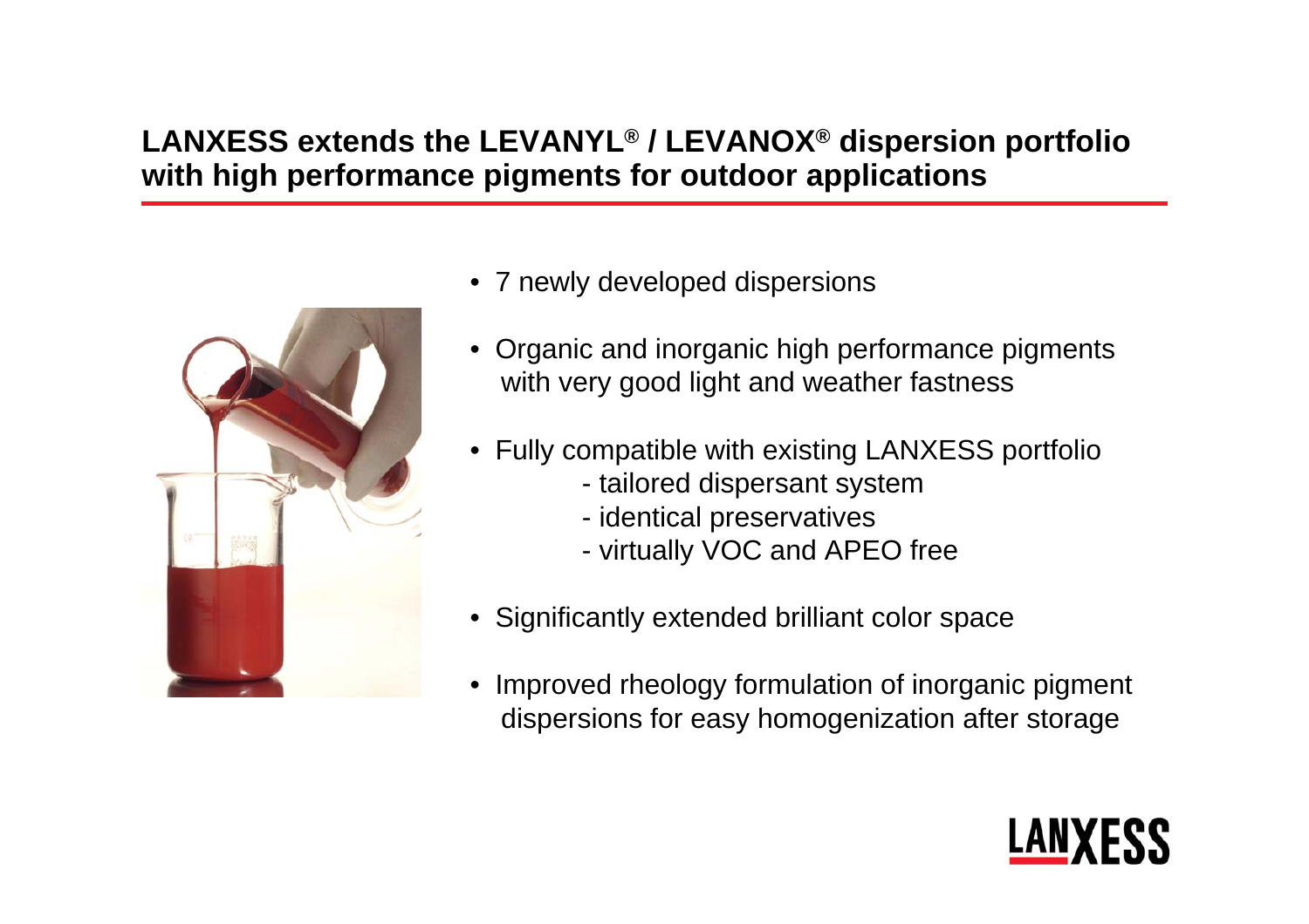# LANXESS extends the LEVANYL® / LEVANOX® dispersion portfolio with high performance pigments for outdoor applications

- 7 newly developed dispersions
- Organic and inorganic high performance pigments with very good light and weather fastness
- Fully compatible with existing LANXESS portfolio
  - tailored dispersant system
  - identical preservatives
  - virtually VOC and APEO free
- Significantly extended brilliant color space
- Improved rheology formulation of inorganic pigment dispersions for easy homogenization after storage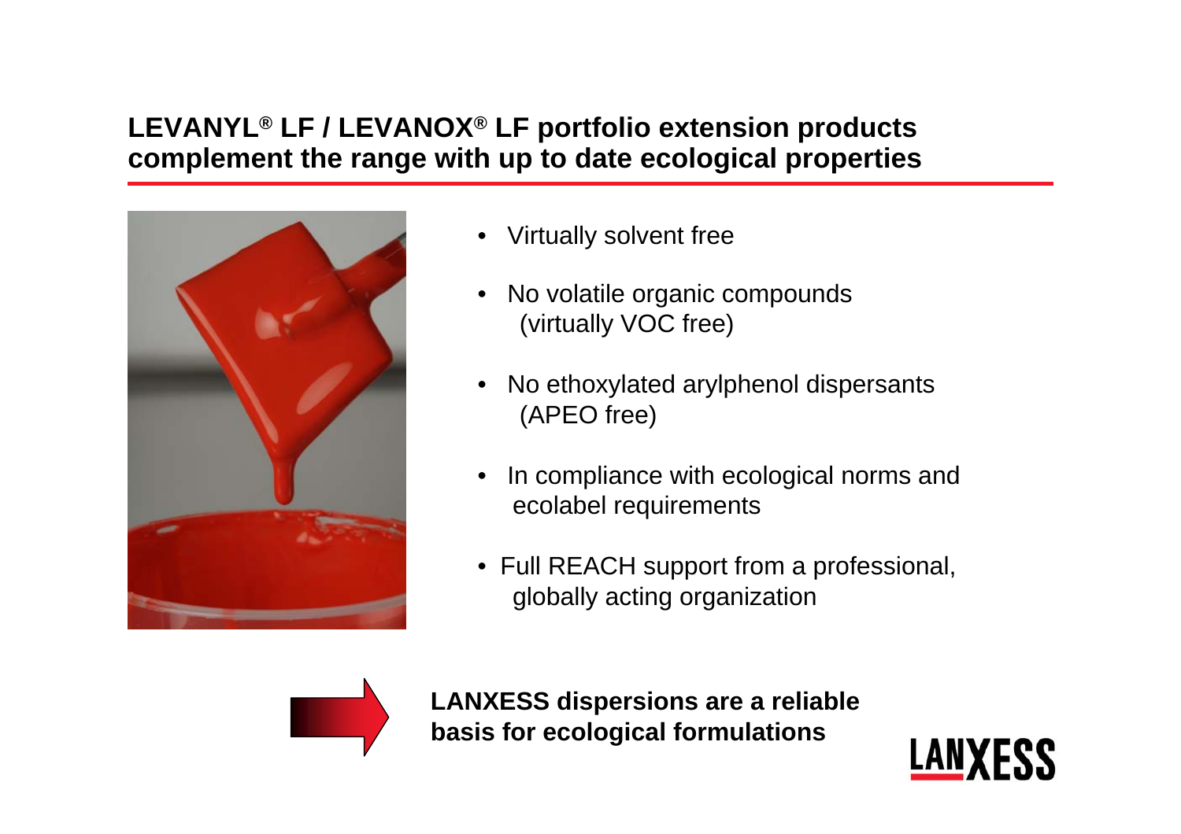# LEVANYL® LF / LEVANOX® LF portfolio extension products complement the range with up to date ecological properties

- Virtually solvent free
- No volatile organic compounds (virtually VOC free)
- No ethoxylated arylphenol dispersants (APEO free)
- In compliance with ecological norms and ecolabel requirements
- Full REACH support from a professional, globally acting organization

**LANXESS dispersions are a reliable basis for ecological formulations**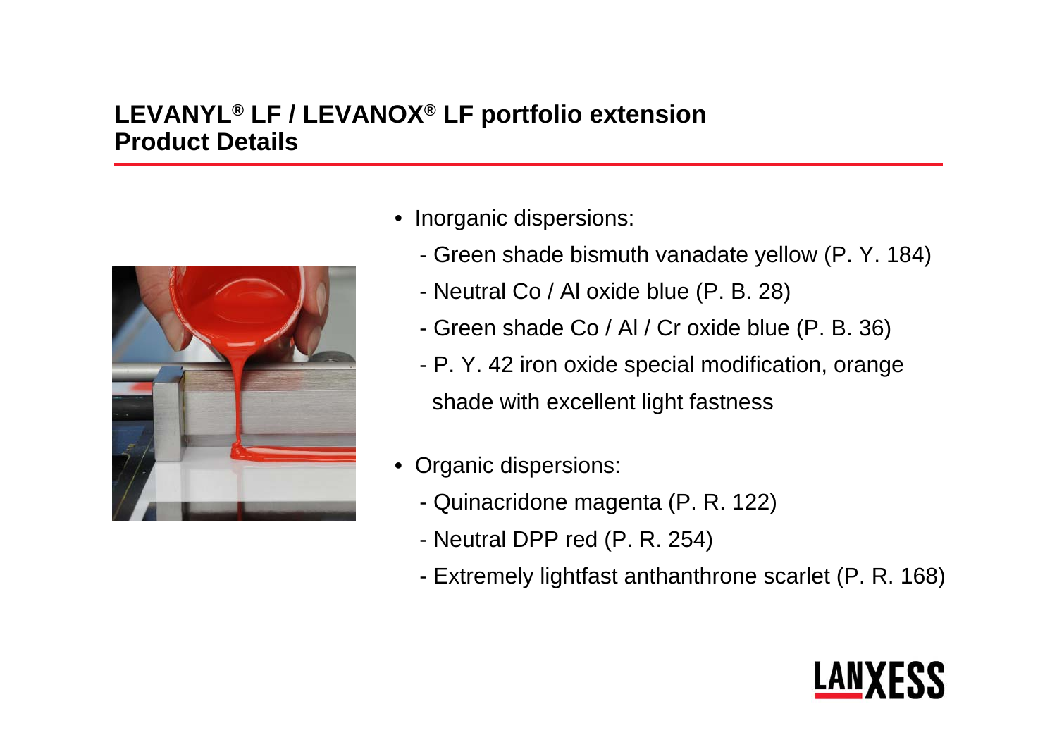## LEVANYL® LF / LEVANOX® LF portfolio extension
## Product Details

- Inorganic dispersions:
  - Green shade bismuth vanadate yellow (P. Y. 184)
  - Neutral Co / Al oxide blue (P. B. 28)
  - Green shade Co / Al / Cr oxide blue (P. B. 36)
  - P. Y. 42 iron oxide special modification, orange shade with excellent light fastness
- Organic dispersions:
  - Quinacridone magenta (P. R. 122)
  - Neutral DPP red (P. R. 254)
  - Extremely lightfast anthanthrone scarlet (P. R. 168)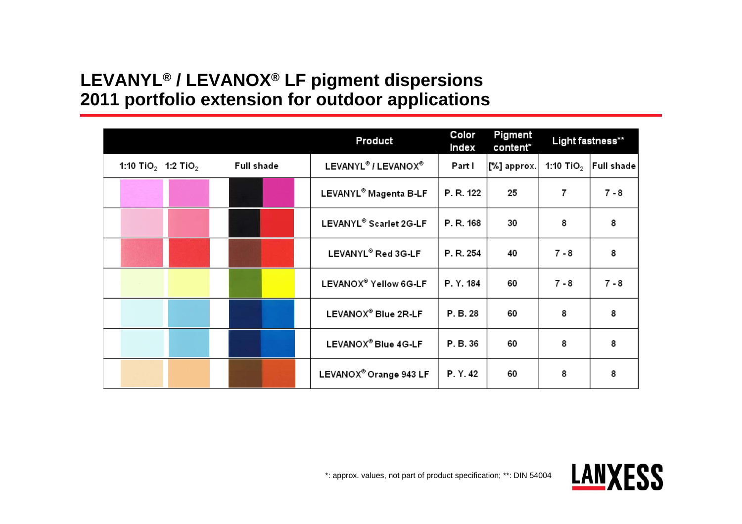# LEVANYL® / LEVANOX® LF pigment dispersions 2011 portfolio extension for outdoor applications

| 1:10 $TiO_2$ | 1:2 $TiO_2$ | Full shade | Product | Color Index | Pigment content* | Light fastness** | |
|---|---|---|---|---|---|---|---|
| | | | LEVANYL® / LEVANOX® | Part I | [%] approx. | 1:10 $TiO_2$ | Full shade |
| | | | LEVANYL® Magenta B-LF | P. R. 122 | 25 | 7 | 7 - 8 |
| | | | LEVANYL® Scarlet 2G-LF | P. R. 168 | 30 | 8 | 8 |
| | | | LEVANYL® Red 3G-LF | P. R. 254 | 40 | 7 - 8 | 8 |
| | | | LEVANOX® Yellow 6G-LF | P. Y. 184 | 60 | 7 - 8 | 7 - 8 |
| | | | LEVANOX® Blue 2R-LF | P. B. 28 | 60 | 8 | 8 |
| | | | LEVANOX® Blue 4G-LF | P. B. 36 | 60 | 8 | 8 |
| | | | LEVANOX® Orange 943 LF | P. Y. 42 | 60 | 8 | 8 |

*: approx. values, not part of product specification; **: DIN 54004

LANXESS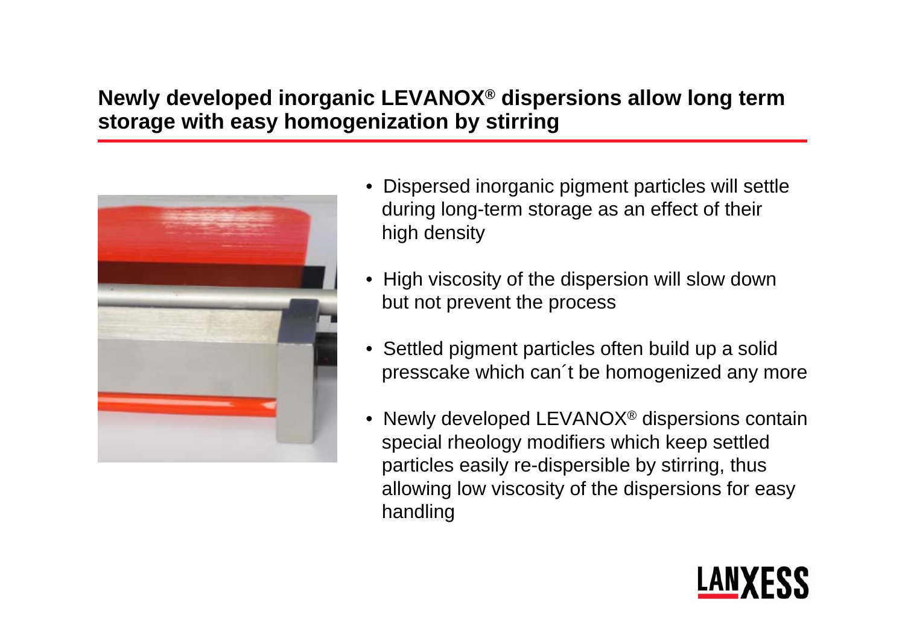## Newly developed inorganic LEVANOX® dispersions allow long term storage with easy homogenization by stirring

- Dispersed inorganic pigment particles will settle during long-term storage as an effect of their high density
- High viscosity of the dispersion will slow down but not prevent the process
- Settled pigment particles often build up a solid presscake which can´t be homogenized any more
- Newly developed LEVANOX® dispersions contain special rheology modifiers which keep settled particles easily re-dispersible by stirring, thus allowing low viscosity of the dispersions for easy handling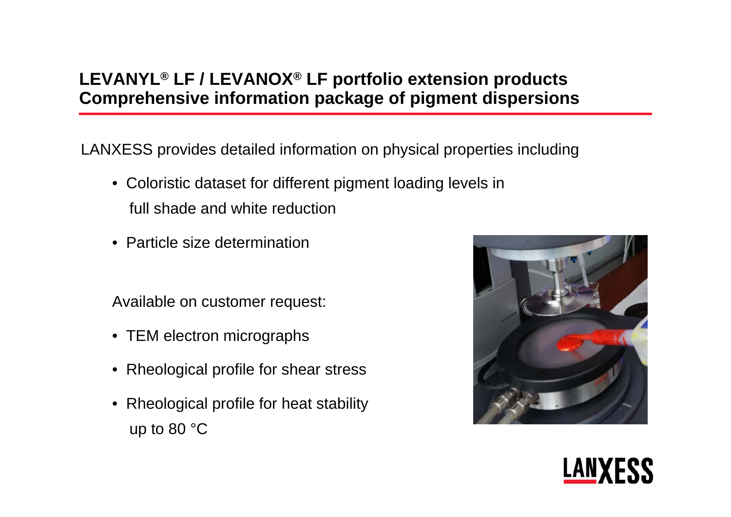# LEVANYL® LF / LEVANOX® LF portfolio extension products
# Comprehensive information package of pigment dispersions

LANXESS provides detailed information on physical properties including

- Coloristic dataset for different pigment loading levels in full shade and white reduction
- Particle size determination

Available on customer request:

- TEM electron micrographs
- Rheological profile for shear stress
- Rheological profile for heat stability up to 80 °C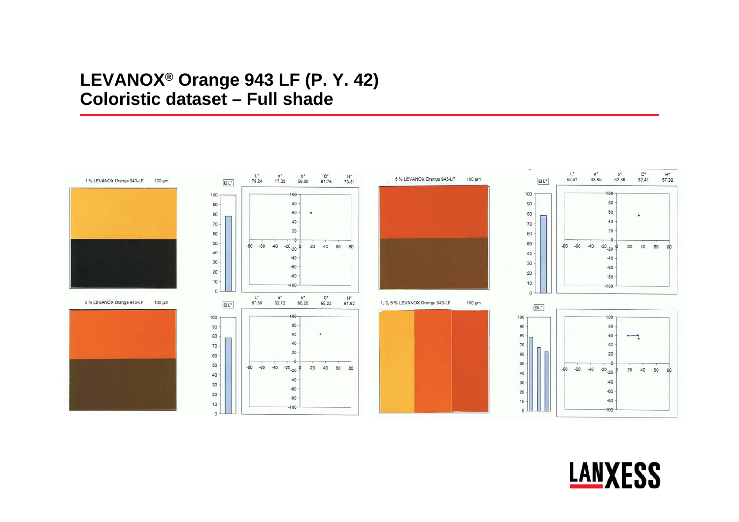# LEVANOX® Orange 943 LF (P. Y. 42)
# Coloristic dataset – Full shade

1 % LEVANOX Orange 943-LF 100 µm

| L* | a* | b* | C* | H* |
| --- | --- | --- | --- | --- |
| 78.24 | 17.22 | 59.30 | 61.75 | 73.81 |

3 % LEVANOX Orange 943-LF 100 µm

| L* | a* | b* | C* | H* |
| --- | --- | --- | --- | --- |
| 67.60 | 32.12 | 60.20 | 68.23 | 61.92 |

5 % LEVANOX Orange 943-LF 100 µm

| L* | a* | b* | C* | H* |
| --- | --- | --- | --- | --- |
| 62.81 | 33.65 | 52.56 | 62.41 | 57.32 |

1, 3, 5 % LEVANOX Orange 943-LF 100 µm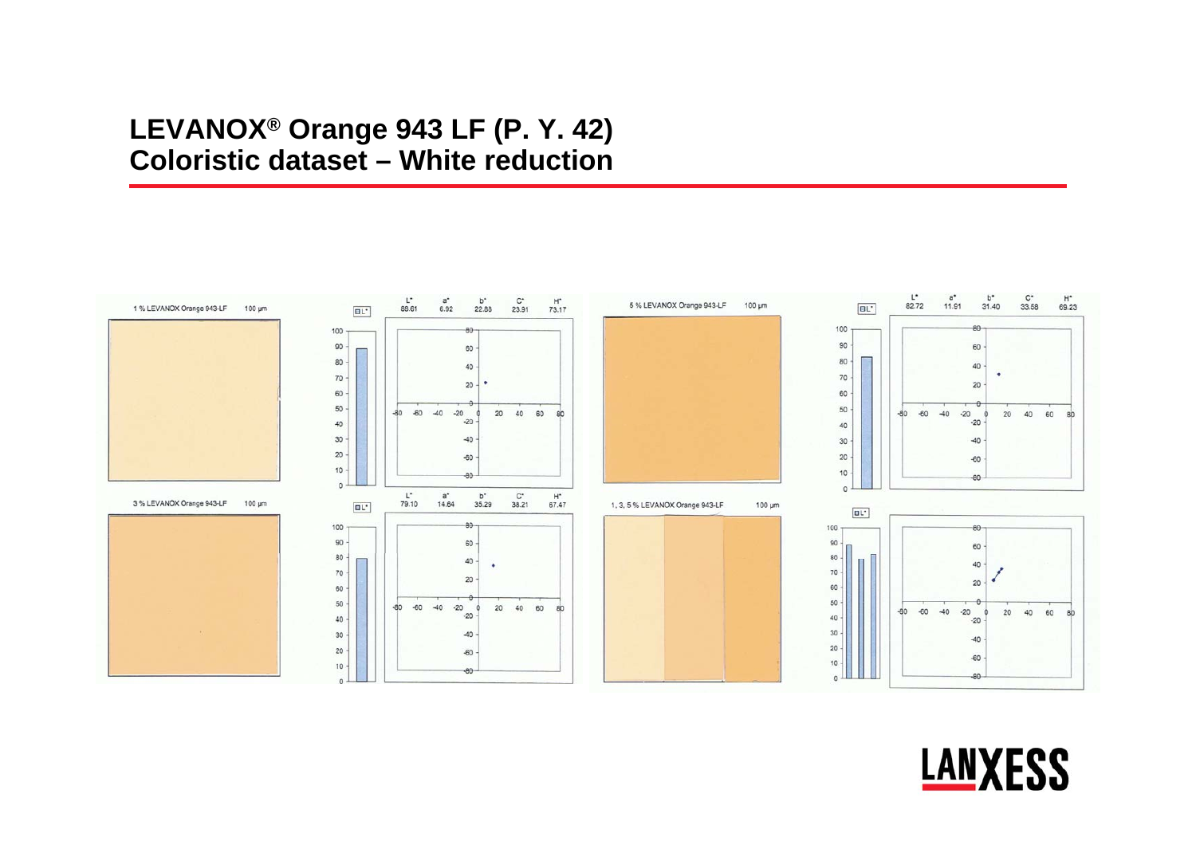# LEVANOX® Orange 943 LF (P. Y. 42)
# Coloristic dataset – White reduction

1 % LEVANOX Orange 943-LF 100 µm

| L* | a* | b* | C* | H* |
|---|---|---|---|---|
| 88.61 | 6.92 | 22.88 | 23.91 | 73.17 |

3 % LEVANOX Orange 943-LF 100 µm

| L* | a* | b* | C* | H* |
|---|---|---|---|---|
| 79.10 | 14.64 | 35.29 | 38.21 | 67.47 |

5 % LEVANOX Orange 943-LF 100 µm

| L* | a* | b* | C* | H* |
|---|---|---|---|---|
| 82.72 | 11.91 | 31.40 | 33.58 | 69.23 |

1, 3, 5 % LEVANOX Orange 943-LF 100 µm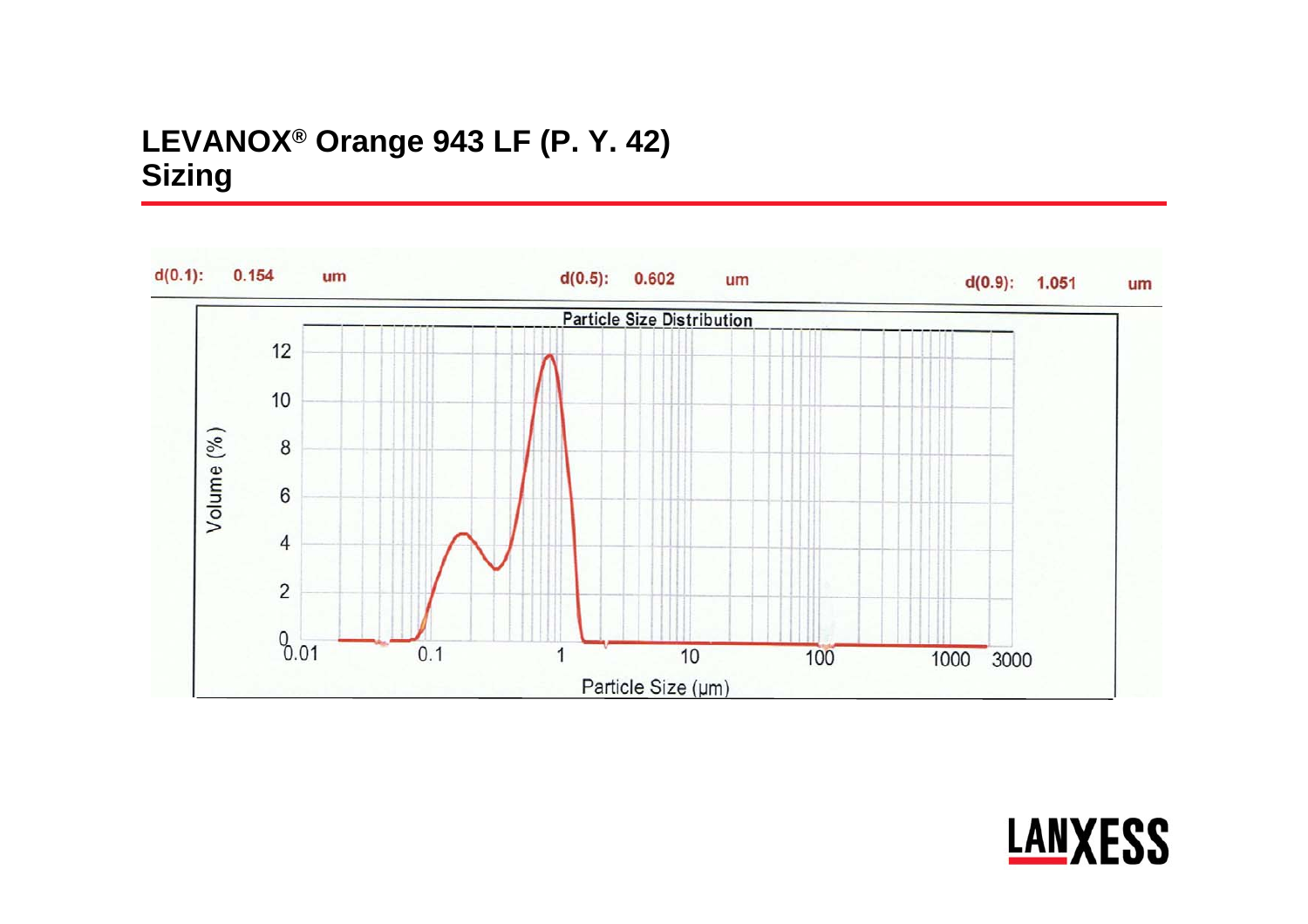# LEVANOX® Orange 943 LF (P. Y. 42)
# Sizing

d(0.1): 0.154 um     d(0.5): 0.602 um     d(0.9): 1.051 um

Particle Size Distribution

Volume (%)

0, 2, 4, 6, 8, 10, 12

0.01, 0.1, 1, 10, 100, 1000, 3000

Particle Size (μm)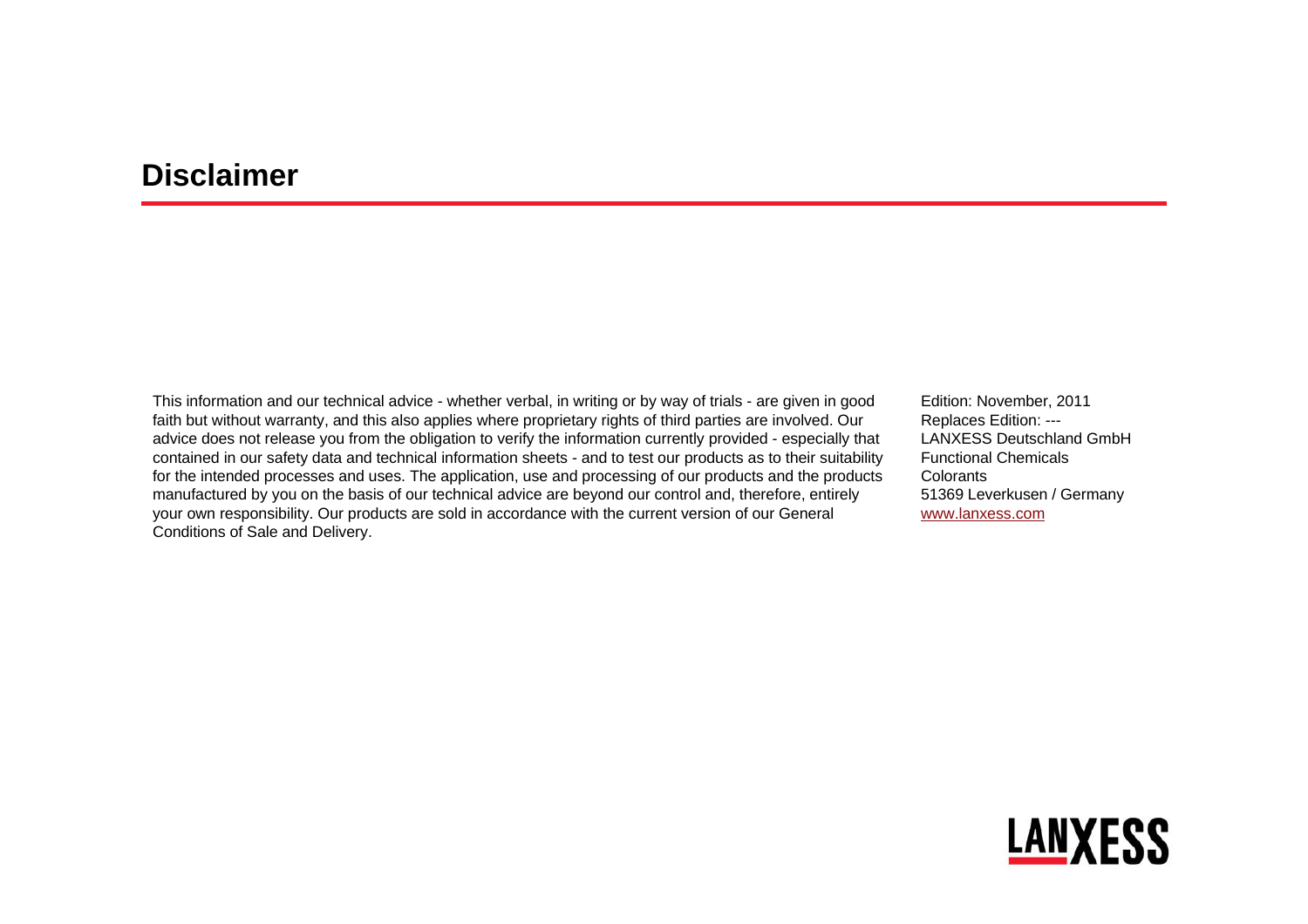# Disclaimer

This information and our technical advice - whether verbal, in writing or by way of trials - are given in good faith but without warranty, and this also applies where proprietary rights of third parties are involved. Our advice does not release you from the obligation to verify the information currently provided - especially that contained in our safety data and technical information sheets - and to test our products as to their suitability for the intended processes and uses. The application, use and processing of our products and the products manufactured by you on the basis of our technical advice are beyond our control and, therefore, entirely your own responsibility. Our products are sold in accordance with the current version of our General Conditions of Sale and Delivery.

Edition: November, 2011
Replaces Edition: ---
LANXESS Deutschland GmbH
Functional Chemicals
Colorants
51369 Leverkusen / Germany
www.lanxess.com

LANXESS